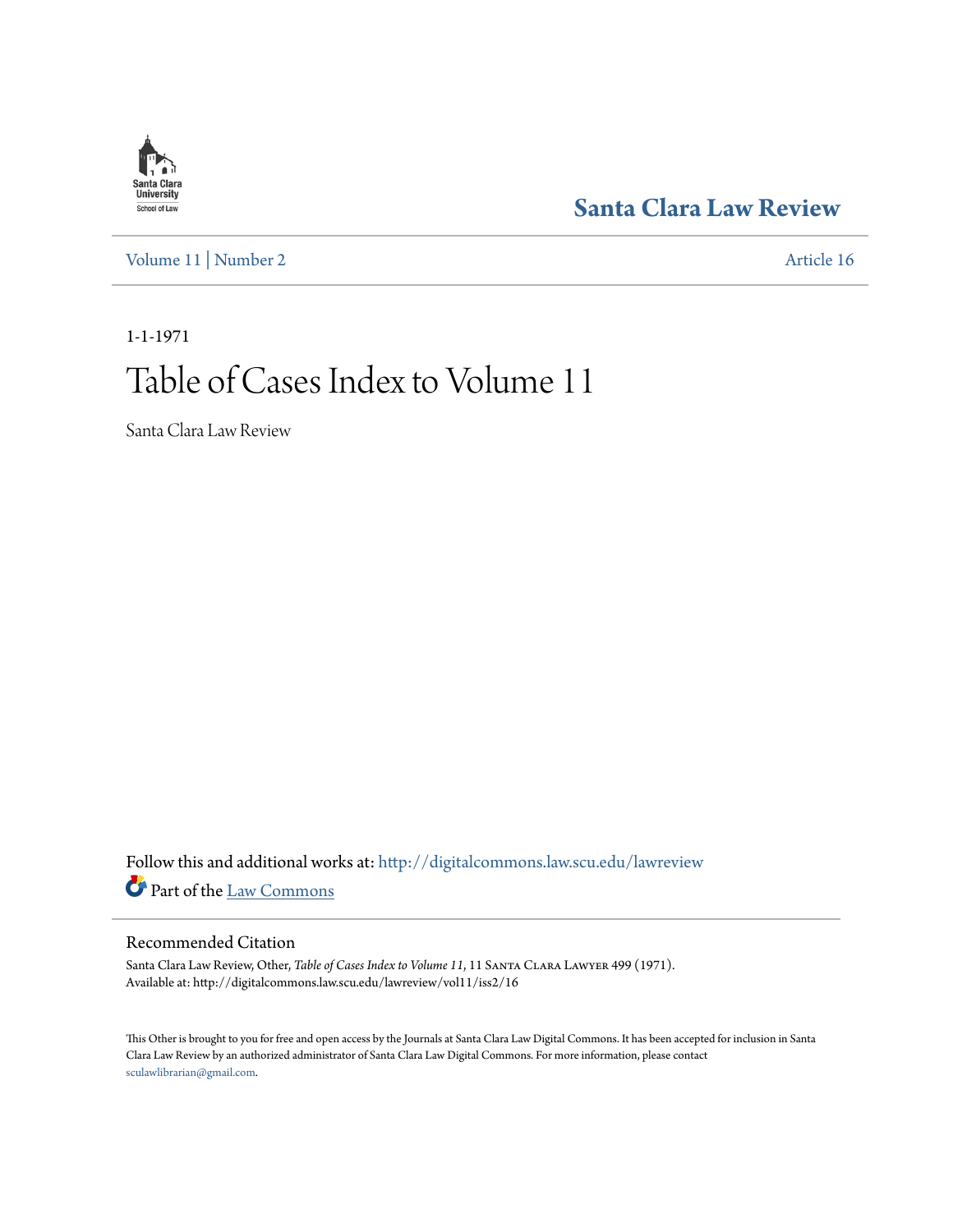Santa Clara Law Review

Volume 11 | Number 2

Article 16

1-1-1971

# Table of Cases Index to Volume 11

Santa Clara Law Review

Follow this and additional works at: http://digitalcommons.law.scu.edu/lawreview

Part of the Law Commons

## Recommended Citation

Santa Clara Law Review, Other, *Table of Cases Index to Volume 11*, 11 Santa Clara Lawyer 499 (1971).
Available at: http://digitalcommons.law.scu.edu/lawreview/vol11/iss2/16

This Other is brought to you for free and open access by the Journals at Santa Clara Law Digital Commons. It has been accepted for inclusion in Santa Clara Law Review by an authorized administrator of Santa Clara Law Digital Commons. For more information, please contact sculawlibrarian@gmail.com.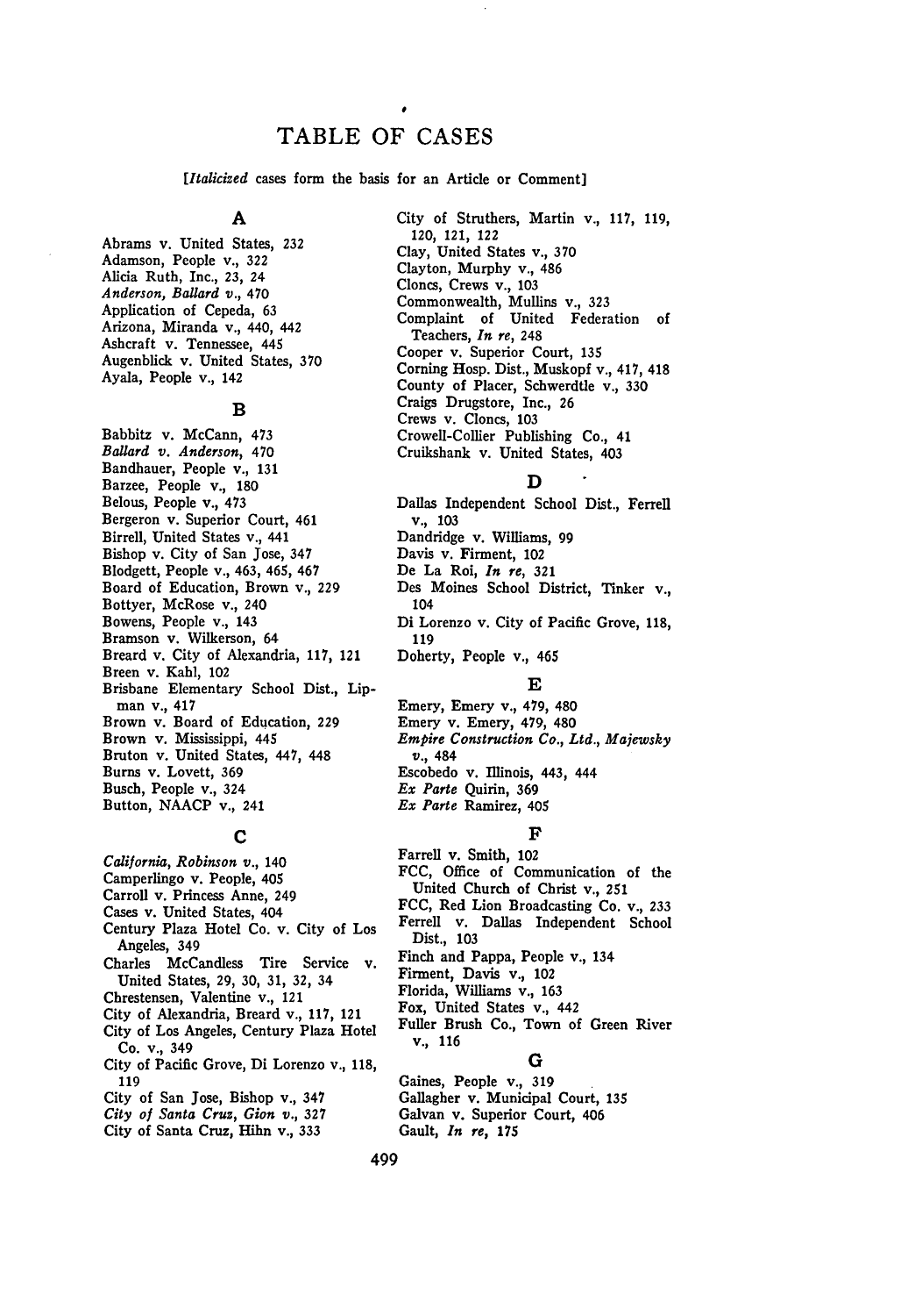# TABLE OF CASES

[*Italicized* cases form the basis for an Article or Comment]

## A

Abrams v. United States, 232
Adamson, People v., 322
Alicia Ruth, Inc., 23, 24
*Anderson, Ballard v.*, 470
Application of Cepeda, 63
Arizona, Miranda v., 440, 442
Ashcraft v. Tennessee, 445
Augenblick v. United States, 370
Ayala, People v., 142

## B

Babbitz v. McCann, 473
*Ballard v. Anderson*, 470
Bandhauer, People v., 131
Barzee, People v., 180
Belous, People v., 473
Bergeron v. Superior Court, 461
Birrell, United States v., 441
Bishop v. City of San Jose, 347
Blodgett, People v., 463, 465, 467
Board of Education, Brown v., 229
Bottyer, McRose v., 240
Bowens, People v., 143
Bramson v. Wilkerson, 64
Breard v. City of Alexandria, 117, 121
Breen v. Kahl, 102
Brisbane Elementary School Dist., Lipman v., 417
Brown v. Board of Education, 229
Brown v. Mississippi, 445
Bruton v. United States, 447, 448
Burns v. Lovett, 369
Busch, People v., 324
Button, NAACP v., 241

## C

*California, Robinson v.*, 140
Camperlingo v. People, 405
Carroll v. Princess Anne, 249
Cases v. United States, 404
Century Plaza Hotel Co. v. City of Los Angeles, 349
Charles McCandless Tire Service v. United States, 29, 30, 31, 32, 34
Chrestensen, Valentine v., 121
City of Alexandria, Breard v., 117, 121
City of Los Angeles, Century Plaza Hotel Co. v., 349
City of Pacific Grove, Di Lorenzo v., 118, 119
City of San Jose, Bishop v., 347
*City of Santa Cruz, Gion v.*, 327
City of Santa Cruz, Hihn v., 333
City of Struthers, Martin v., 117, 119, 120, 121, 122
Clay, United States v., 370
Clayton, Murphy v., 486
Cloncs, Crews v., 103
Commonwealth, Mullins v., 323
Complaint of United Federation of Teachers, *In re*, 248
Cooper v. Superior Court, 135
Corning Hosp. Dist., Muskopf v., 417, 418
County of Placer, Schwerdtle v., 330
Craigs Drugstore, Inc., 26
Crews v. Cloncs, 103
Crowell-Collier Publishing Co., 41
Cruikshank v. United States, 403

## D

Dallas Independent School Dist., Ferrell v., 103
Dandridge v. Williams, 99
Davis v. Firment, 102
De La Roi, *In re*, 321
Des Moines School District, Tinker v., 104
Di Lorenzo v. City of Pacific Grove, 118, 119
Doherty, People v., 465

## E

Emery, Emery v., 479, 480
Emery v. Emery, 479, 480
*Empire Construction Co., Ltd., Majewsky v.*, 484
Escobedo v. Illinois, 443, 444
*Ex Parte* Quirin, 369
*Ex Parte* Ramirez, 405

## F

Farrell v. Smith, 102
FCC, Office of Communication of the United Church of Christ v., 251
FCC, Red Lion Broadcasting Co. v., 233
Ferrell v. Dallas Independent School Dist., 103
Finch and Pappa, People v., 134
Firment, Davis v., 102
Florida, Williams v., 163
Fox, United States v., 442
Fuller Brush Co., Town of Green River v., 116

## G

Gaines, People v., 319
Gallagher v. Municipal Court, 135
Galvan v. Superior Court, 406
Gault, *In re*, 175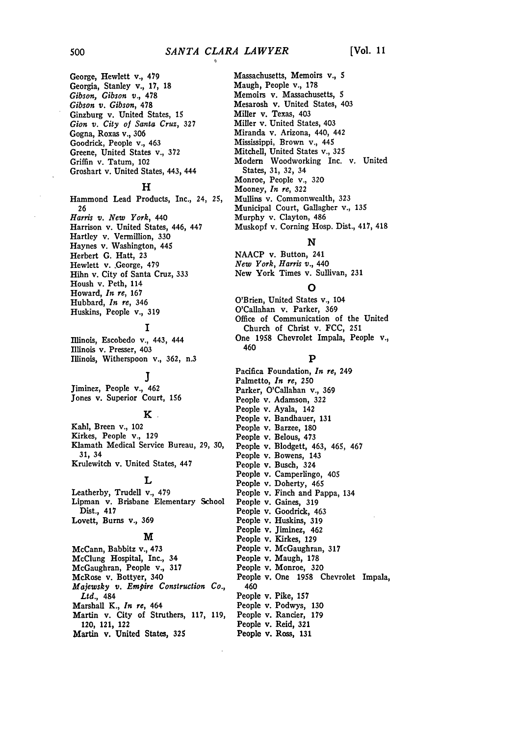George, Hewlett v., 479
Georgia, Stanley v., 17, 18
*Gibson, Gibson v.*, 478
*Gibson v. Gibson*, 478
Ginzburg v. United States, 15
*Gion v. City of Santa Cruz*, 327
Gogna, Roxas v., 306
Goodrick, People v., 463
Greene, United States v., 372
Griffin v. Tatum, 102
Groshart v. United States, 443, 444

## H

Hammond Lead Products, Inc., 24, 25, 26
*Harris v. New York*, 440
Harrison v. United States, 446, 447
Hartley v. Vermillion, 330
Haynes v. Washington, 445
Herbert G. Hatt, 23
Hewlett v. George, 479
Hihn v. City of Santa Cruz, 333
Housh v. Peth, 114
Howard, *In re*, 167
Hubbard, *In re*, 346
Huskins, People v., 319

## I

Illinois, Escobedo v., 443, 444
Illinois v. Presser, 403
Illinois, Witherspoon v., 362, n.3

## J

Jiminez, People v., 462
Jones v. Superior Court, 156

## K

Kahl, Breen v., 102
Kirkes, People v., 129
Klamath Medical Service Bureau, 29, 30, 31, 34
Krulewitch v. United States, 447

## L

Leatherby, Trudell v., 479
Lipman v. Brisbane Elementary School Dist., 417
Lovett, Burns v., 369

## M

McCann, Babbitz v., 473
McClung Hospital, Inc., 34
McGaughran, People v., 317
McRose v. Bottyer, 340
*Majewsky v. Empire Construction Co., Ltd.*, 484
Marshall K., *In re*, 464
Martin v. City of Struthers, 117, 119, 120, 121, 122
Martin v. United States, 325
Massachusetts, Memoirs v., 5
Maugh, People v., 178
Memoirs v. Massachusetts, 5
Mesarosh v. United States, 403
Miller v. Texas, 403
Miller v. United States, 403
Miranda v. Arizona, 440, 442
Mississippi, Brown v., 445
Mitchell, United States v., 325
Modern Woodworking Inc. v. United States, 31, 32, 34
Monroe, People v., 320
Mooney, *In re*, 322
Mullins v. Commonwealth, 323
Municipal Court, Gallagher v., 135
Murphy v. Clayton, 486
Muskopf v. Corning Hosp. Dist., 417, 418

## N

NAACP v. Button, 241
*New York, Harris v.*, 440
New York Times v. Sullivan, 231

## O

O'Brien, United States v., 104
O'Callahan v. Parker, 369
Office of Communication of the United Church of Christ v. FCC, 251
One 1958 Chevrolet Impala, People v., 460

## P

Pacifica Foundation, *In re*, 249
Palmetto, *In re*, 250
Parker, O'Callahan v., 369
People v. Adamson, 322
People v. Ayala, 142
People v. Bandhauer, 131
People v. Barzee, 180
People v. Belous, 473
People v. Blodgett, 463, 465, 467
People v. Bowens, 143
People v. Busch, 324
People v. Camperlingo, 405
People v. Doherty, 465
People v. Finch and Pappa, 134
People v. Gaines, 319
People v. Goodrick, 463
People v. Huskins, 319
People v. Jiminez, 462
People v. Kirkes, 129
People v. McGaughran, 317
People v. Maugh, 178
People v. Monroe, 320
People v. One 1958 Chevrolet Impala, 460
People v. Pike, 157
People v. Podwys, 130
People v. Rancier, 179
People v. Reid, 321
People v. Ross, 131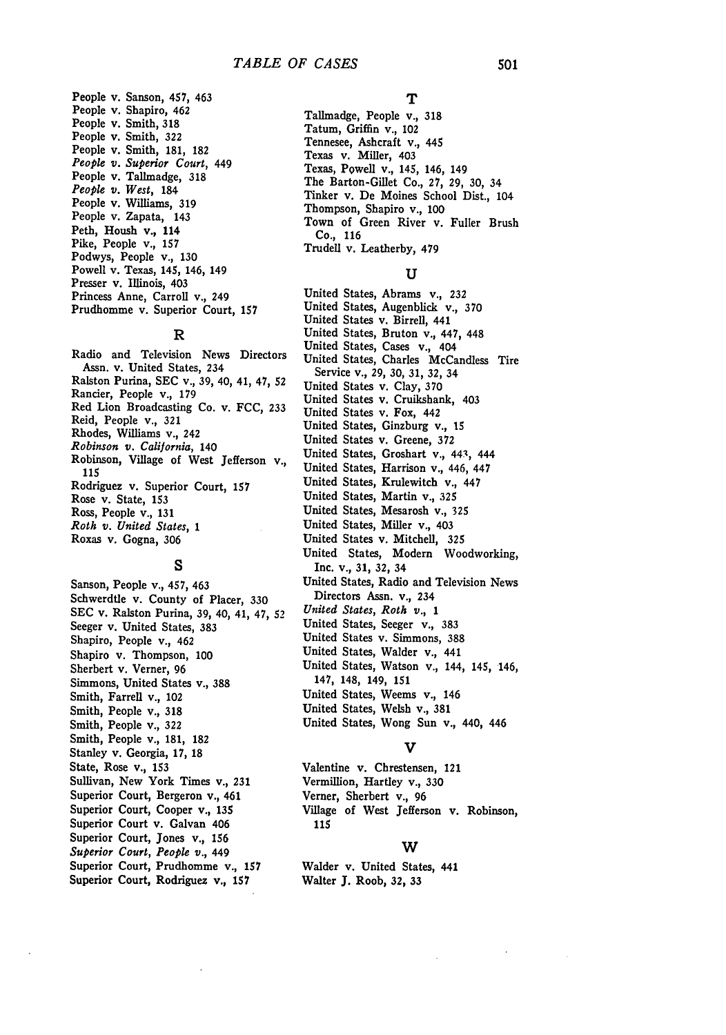People v. Sanson, 457, 463
People v. Shapiro, 462
People v. Smith, 318
People v. Smith, 322
People v. Smith, 181, 182
*People v. Superior Court*, 449
People v. Tallmadge, 318
*People v. West*, 184
People v. Williams, 319
People v. Zapata, 143
Peth, Housh v., 114
Pike, People v., 157
Podwys, People v., 130
Powell v. Texas, 145, 146, 149
Presser v. Illinois, 403
Princess Anne, Carroll v., 249
Prudhomme v. Superior Court, 157

## R

Radio and Television News Directors Assn. v. United States, 234
Ralston Purina, SEC v., 39, 40, 41, 47, 52
Rancier, People v., 179
Red Lion Broadcasting Co. v. FCC, 233
Reid, People v., 321
Rhodes, Williams v., 242
*Robinson v. California*, 140
Robinson, Village of West Jefferson v., 115
Rodriguez v. Superior Court, 157
Rose v. State, 153
Ross, People v., 131
*Roth v. United States*, 1
Roxas v. Gogna, 306

## S

Sanson, People v., 457, 463
Schwerdtle v. County of Placer, 330
SEC v. Ralston Purina, 39, 40, 41, 47, 52
Seeger v. United States, 383
Shapiro, People v., 462
Shapiro v. Thompson, 100
Sherbert v. Verner, 96
Simmons, United States v., 388
Smith, Farrell v., 102
Smith, People v., 318
Smith, People v., 322
Smith, People v., 181, 182
Stanley v. Georgia, 17, 18
State, Rose v., 153
Sullivan, New York Times v., 231
Superior Court, Bergeron v., 461
Superior Court, Cooper v., 135
Superior Court v. Galvan 406
Superior Court, Jones v., 156
*Superior Court, People v.*, 449
Superior Court, Prudhomme v., 157
Superior Court, Rodriguez v., 157

## T

Tallmadge, People v., 318
Tatum, Griffin v., 102
Tennesee, Ashcraft v., 445
Texas v. Miller, 403
Texas, Powell v., 145, 146, 149
The Barton-Gillet Co., 27, 29, 30, 34
Tinker v. De Moines School Dist., 104
Thompson, Shapiro v., 100
Town of Green River v. Fuller Brush Co., 116
Trudell v. Leatherby, 479

## U

United States, Abrams v., 232
United States, Augenblick v., 370
United States v. Birrell, 441
United States, Bruton v., 447, 448
United States, Cases v., 404
United States, Charles McCandless Tire Service v., 29, 30, 31, 32, 34
United States v. Clay, 370
United States v. Cruikshank, 403
United States v. Fox, 442
United States, Ginzburg v., 15
United States v. Greene, 372
United States, Groshart v., 443, 444
United States, Harrison v., 446, 447
United States, Krulewitch v., 447
United States, Martin v., 325
United States, Mesarosh v., 325
United States, Miller v., 403
United States v. Mitchell, 325
United States, Modern Woodworking, Inc. v., 31, 32, 34
United States, Radio and Television News Directors Assn. v., 234
*United States, Roth v.*, 1
United States, Seeger v., 383
United States v. Simmons, 388
United States, Walder v., 441
United States, Watson v., 144, 145, 146, 147, 148, 149, 151
United States, Weems v., 146
United States, Welsh v., 381
United States, Wong Sun v., 440, 446

## V

Valentine v. Chrestensen, 121
Vermillion, Hartley v., 330
Verner, Sherbert v., 96
Village of West Jefferson v. Robinson, 115

## W

Walder v. United States, 441
Walter J. Roob, 32, 33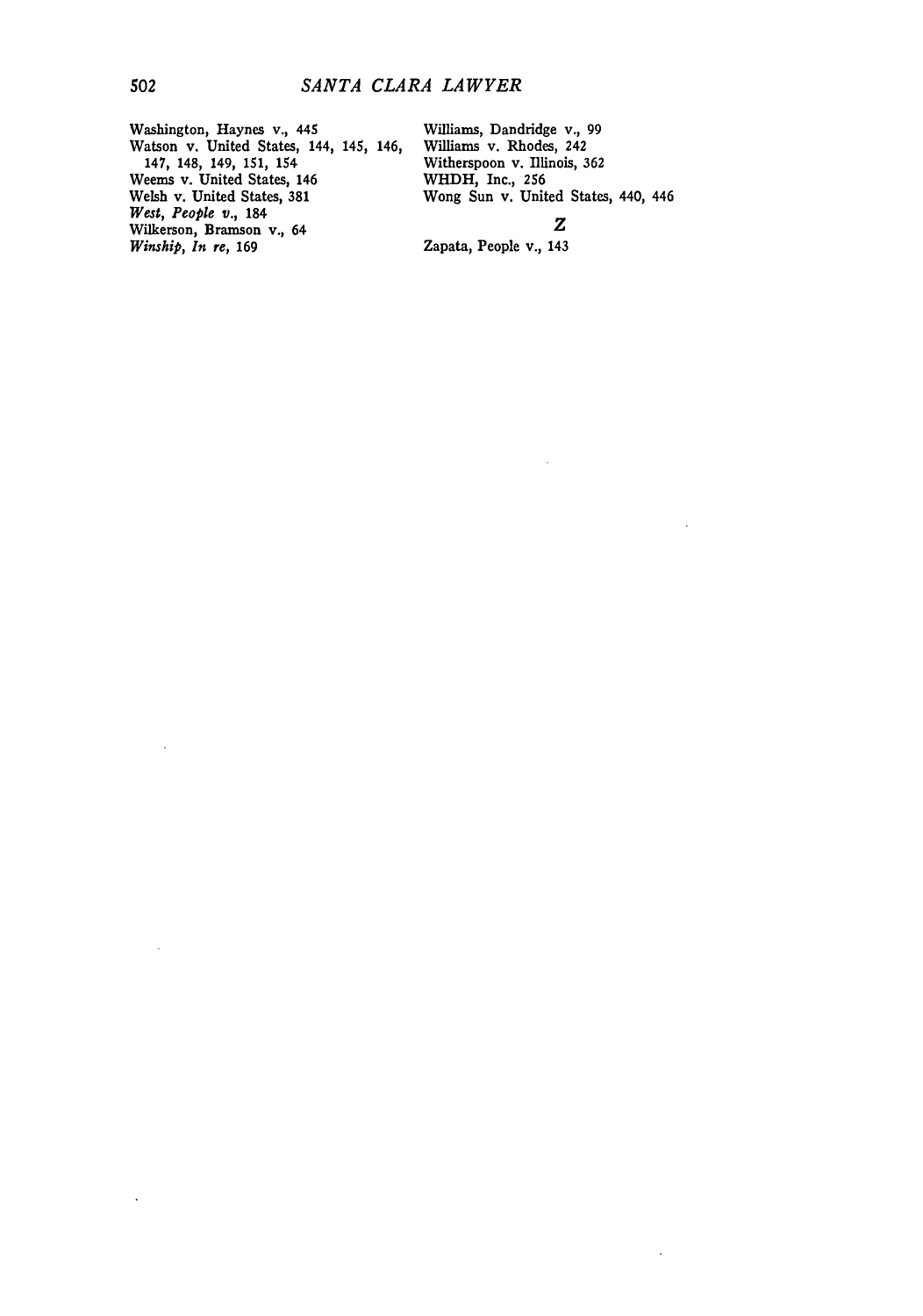Washington, Haynes v., 445
Watson v. United States, 144, 145, 146, 147, 148, 149, 151, 154
Weems v. United States, 146
Welsh v. United States, 381
*West, People v.*, 184
Wilkerson, Bramson v., 64
*Winship, In re*, 169
Williams, Dandridge v., 99
Williams v. Rhodes, 242
Witherspoon v. Illinois, 362
WHDH, Inc., 256
Wong Sun v. United States, 440, 446

**Z**

Zapata, People v., 143